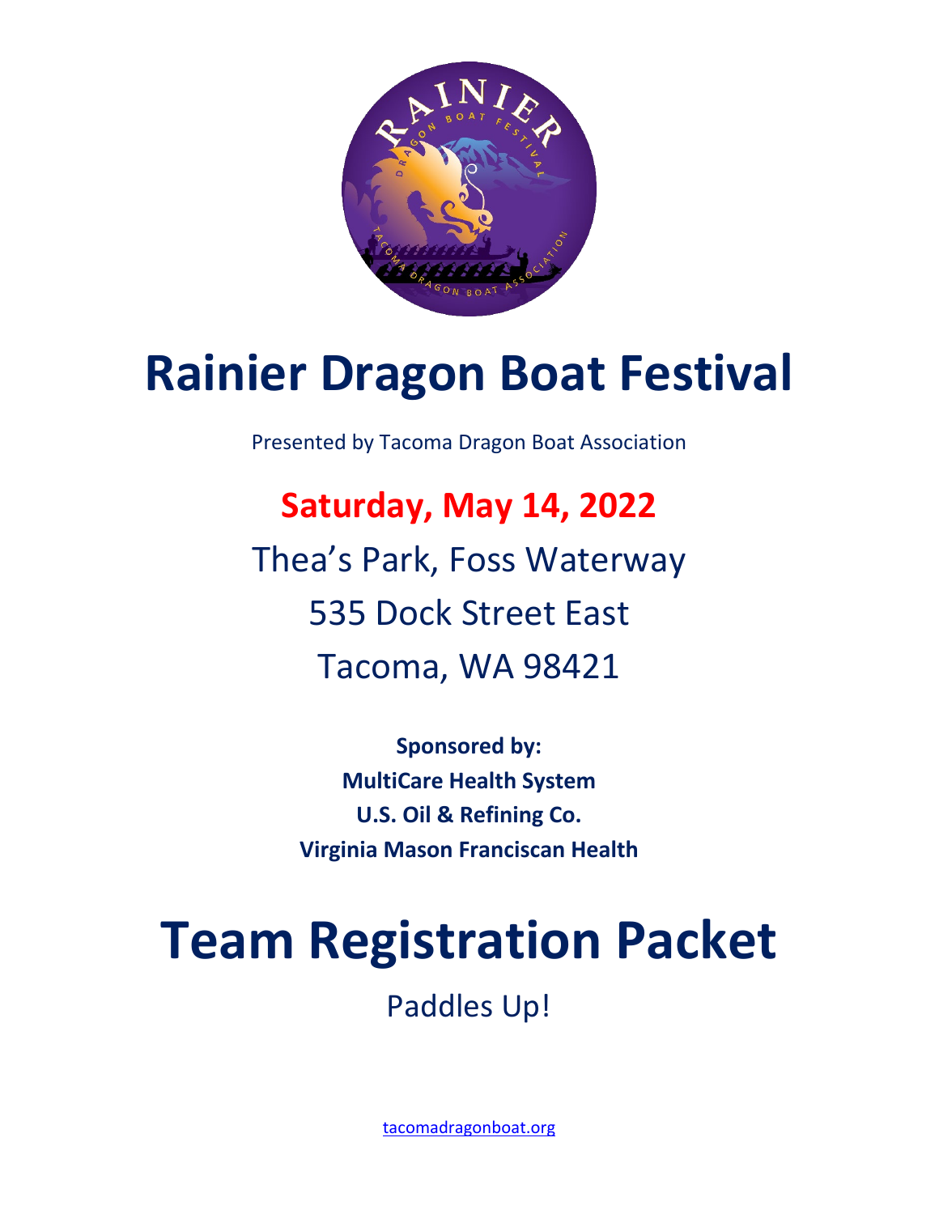# Rainier Dragon Boat Festival

Presented by Tacoma Dragon Boat Association

## Saturday, May 14, 2022

Thea's Park, Foss Waterway

535 Dock Street East

Tacoma, WA 98421

**Sponsored by:**

**MultiCare Health System**

**U.S. Oil & Refining Co.**

**Virginia Mason Franciscan Health**

# Team Registration Packet

Paddles Up!

tacomadragonboat.org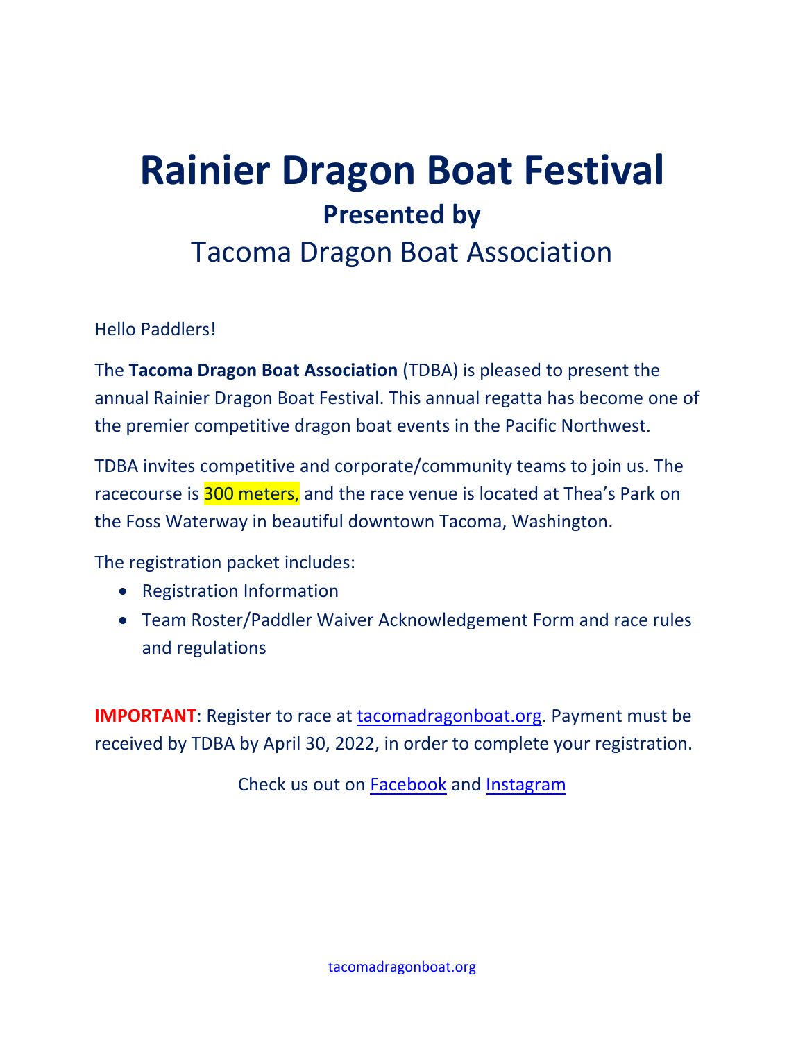# Rainier Dragon Boat Festival

## Presented by

Tacoma Dragon Boat Association

Hello Paddlers!

The **Tacoma Dragon Boat Association** (TDBA) is pleased to present the annual Rainier Dragon Boat Festival. This annual regatta has become one of the premier competitive dragon boat events in the Pacific Northwest.

TDBA invites competitive and corporate/community teams to join us. The racecourse is 300 meters, and the race venue is located at Thea's Park on the Foss Waterway in beautiful downtown Tacoma, Washington.

The registration packet includes:

- Registration Information
- Team Roster/Paddler Waiver Acknowledgement Form and race rules and regulations

**IMPORTANT**: Register to race at tacomadragonboat.org. Payment must be received by TDBA by April 30, 2022, in order to complete your registration.

Check us out on Facebook and Instagram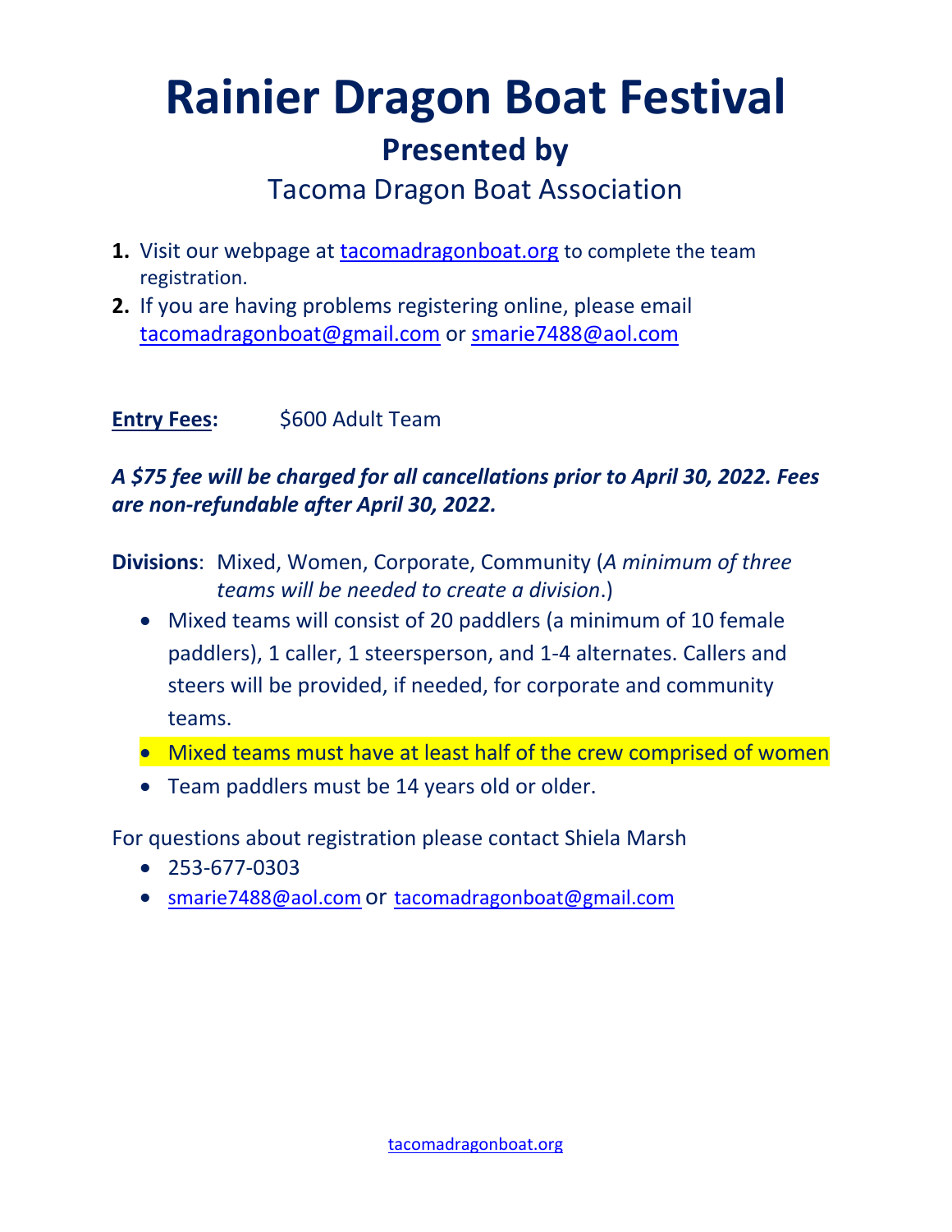# Rainier Dragon Boat Festival

## Presented by

Tacoma Dragon Boat Association

1. Visit our webpage at tacomadragonboat.org to complete the team registration.
2. If you are having problems registering online, please email tacomadragonboat@gmail.com or smarie7488@aol.com

**Entry Fees:** $600 Adult Team

***A $75 fee will be charged for all cancellations prior to April 30, 2022. Fees are non-refundable after April 30, 2022.***

**Divisions**: Mixed, Women, Corporate, Community (*A minimum of three teams will be needed to create a division*.)

- Mixed teams will consist of 20 paddlers (a minimum of 10 female paddlers), 1 caller, 1 steersperson, and 1-4 alternates. Callers and steers will be provided, if needed, for corporate and community teams.
- Mixed teams must have at least half of the crew comprised of women
- Team paddlers must be 14 years old or older.

For questions about registration please contact Shiela Marsh

- 253-677-0303
- smarie7488@aol.com or tacomadragonboat@gmail.com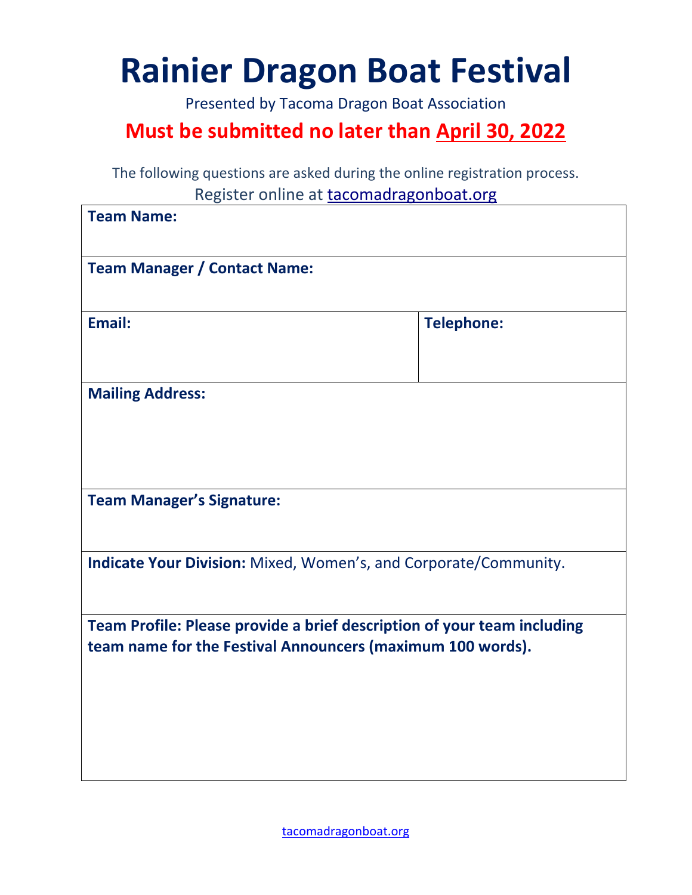# Rainier Dragon Boat Festival

Presented by Tacoma Dragon Boat Association

## Must be submitted no later than April 30, 2022

The following questions are asked during the online registration process.

Register online at tacomadragonboat.org

| | |
|---|---|
| **Team Name:** | |
| **Team Manager / Contact Name:** | |
| **Email:** | **Telephone:** |
| **Mailing Address:** | |
| **Team Manager's Signature:** | |
| **Indicate Your Division:** Mixed, Women's, and Corporate/Community. | |
| **Team Profile: Please provide a brief description of your team including team name for the Festival Announcers (maximum 100 words).** | |

tacomadragonboat.org